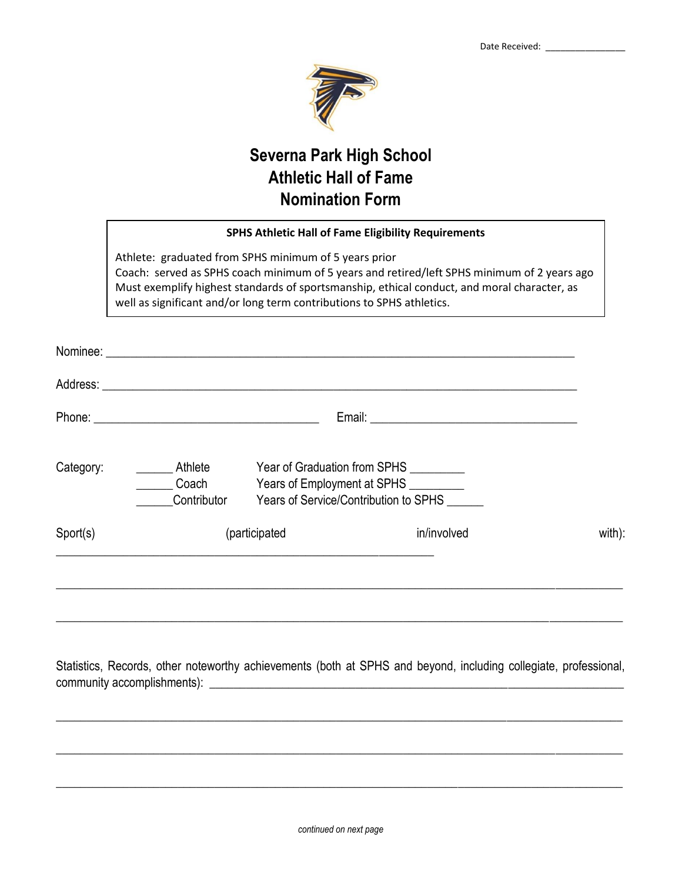Date Received: ________________

# Severna Park High School
# Athletic Hall of Fame
# Nomination Form

**SPHS Athletic Hall of Fame Eligibility Requirements**

Athlete: graduated from SPHS minimum of 5 years prior
Coach: served as SPHS coach minimum of 5 years and retired/left SPHS minimum of 2 years ago
Must exemplify highest standards of sportsmanship, ethical conduct, and moral character, as well as significant and/or long term contributions to SPHS athletics.

Nominee: ________________________________________________________________________

Address: ________________________________________________________________________

Phone: __________________________________ Email: _______________________________

Category: ______ Athlete Year of Graduation from SPHS _________
______ Coach Years of Employment at SPHS _________
______Contributor Years of Service/Contribution to SPHS ______

Sport(s) (participated in/involved with): ___________________________________________________________

_____________________________________________________________________________________

_____________________________________________________________________________________

Statistics, Records, other noteworthy achievements (both at SPHS and beyond, including collegiate, professional, community accomplishments): _______________________________________________________________

_____________________________________________________________________________________

_____________________________________________________________________________________

_____________________________________________________________________________________

*continued on next page*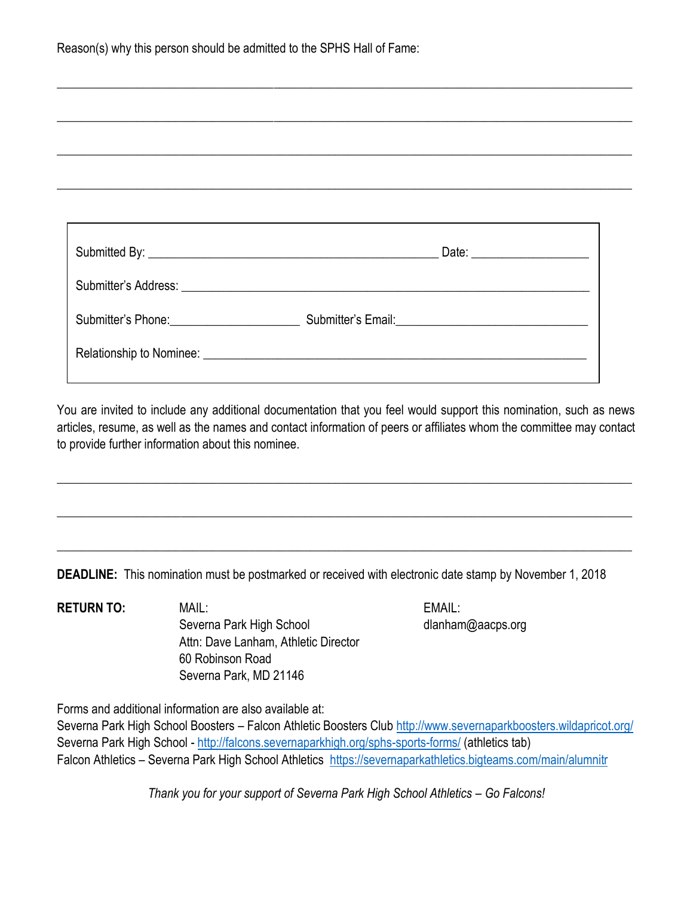Reason(s) why this person should be admitted to the SPHS Hall of Fame:

\_\_\_\_\_\_\_\_\_\_\_\_\_\_\_\_\_\_\_\_\_\_\_\_\_\_\_\_\_\_\_\_\_\_\_\_\_\_\_\_\_\_\_\_\_\_\_\_\_\_\_\_\_\_\_\_\_\_\_\_\_\_\_\_\_\_\_\_\_\_\_\_\_\_\_\_\_\_

\_\_\_\_\_\_\_\_\_\_\_\_\_\_\_\_\_\_\_\_\_\_\_\_\_\_\_\_\_\_\_\_\_\_\_\_\_\_\_\_\_\_\_\_\_\_\_\_\_\_\_\_\_\_\_\_\_\_\_\_\_\_\_\_\_\_\_\_\_\_\_\_\_\_\_\_\_\_

\_\_\_\_\_\_\_\_\_\_\_\_\_\_\_\_\_\_\_\_\_\_\_\_\_\_\_\_\_\_\_\_\_\_\_\_\_\_\_\_\_\_\_\_\_\_\_\_\_\_\_\_\_\_\_\_\_\_\_\_\_\_\_\_\_\_\_\_\_\_\_\_\_\_\_\_\_\_

\_\_\_\_\_\_\_\_\_\_\_\_\_\_\_\_\_\_\_\_\_\_\_\_\_\_\_\_\_\_\_\_\_\_\_\_\_\_\_\_\_\_\_\_\_\_\_\_\_\_\_\_\_\_\_\_\_\_\_\_\_\_\_\_\_\_\_\_\_\_\_\_\_\_\_\_\_\_

Submitted By: \_\_\_\_\_\_\_\_\_\_\_\_\_\_\_\_\_\_\_\_\_\_\_\_\_\_\_\_\_\_\_\_\_\_\_\_\_\_\_\_ Date: \_\_\_\_\_\_\_\_\_\_\_\_\_\_\_\_

Submitter's Address: \_\_\_\_\_\_\_\_\_\_\_\_\_\_\_\_\_\_\_\_\_\_\_\_\_\_\_\_\_\_\_\_\_\_\_\_\_\_\_\_\_\_\_\_\_\_\_\_\_\_\_\_\_\_\_\_

Submitter's Phone:\_\_\_\_\_\_\_\_\_\_\_\_\_\_\_\_\_\_ Submitter's Email:\_\_\_\_\_\_\_\_\_\_\_\_\_\_\_\_\_\_\_\_\_\_\_\_\_\_

Relationship to Nominee: \_\_\_\_\_\_\_\_\_\_\_\_\_\_\_\_\_\_\_\_\_\_\_\_\_\_\_\_\_\_\_\_\_\_\_\_\_\_\_\_\_\_\_\_\_\_\_\_\_\_\_\_

You are invited to include any additional documentation that you feel would support this nomination, such as news articles, resume, as well as the names and contact information of peers or affiliates whom the committee may contact to provide further information about this nominee.

\_\_\_\_\_\_\_\_\_\_\_\_\_\_\_\_\_\_\_\_\_\_\_\_\_\_\_\_\_\_\_\_\_\_\_\_\_\_\_\_\_\_\_\_\_\_\_\_\_\_\_\_\_\_\_\_\_\_\_\_\_\_\_\_\_\_\_\_\_\_\_\_\_\_\_\_\_\_

\_\_\_\_\_\_\_\_\_\_\_\_\_\_\_\_\_\_\_\_\_\_\_\_\_\_\_\_\_\_\_\_\_\_\_\_\_\_\_\_\_\_\_\_\_\_\_\_\_\_\_\_\_\_\_\_\_\_\_\_\_\_\_\_\_\_\_\_\_\_\_\_\_\_\_\_\_\_

\_\_\_\_\_\_\_\_\_\_\_\_\_\_\_\_\_\_\_\_\_\_\_\_\_\_\_\_\_\_\_\_\_\_\_\_\_\_\_\_\_\_\_\_\_\_\_\_\_\_\_\_\_\_\_\_\_\_\_\_\_\_\_\_\_\_\_\_\_\_\_\_\_\_\_\_\_\_

**DEADLINE:** This nomination must be postmarked or received with electronic date stamp by November 1, 2018

**RETURN TO:**

MAIL:
Severna Park High School
Attn: Dave Lanham, Athletic Director
60 Robinson Road
Severna Park, MD 21146

EMAIL:
dlanham@aacps.org

Forms and additional information are also available at:
Severna Park High School Boosters – Falcon Athletic Boosters Club http://www.severnaparkboosters.wildapricot.org/
Severna Park High School - http://falcons.severnaparkhigh.org/sphs-sports-forms/ (athletics tab)
Falcon Athletics – Severna Park High School Athletics https://severnaparkathletics.bigteams.com/main/alumnitr

*Thank you for your support of Severna Park High School Athletics – Go Falcons!*